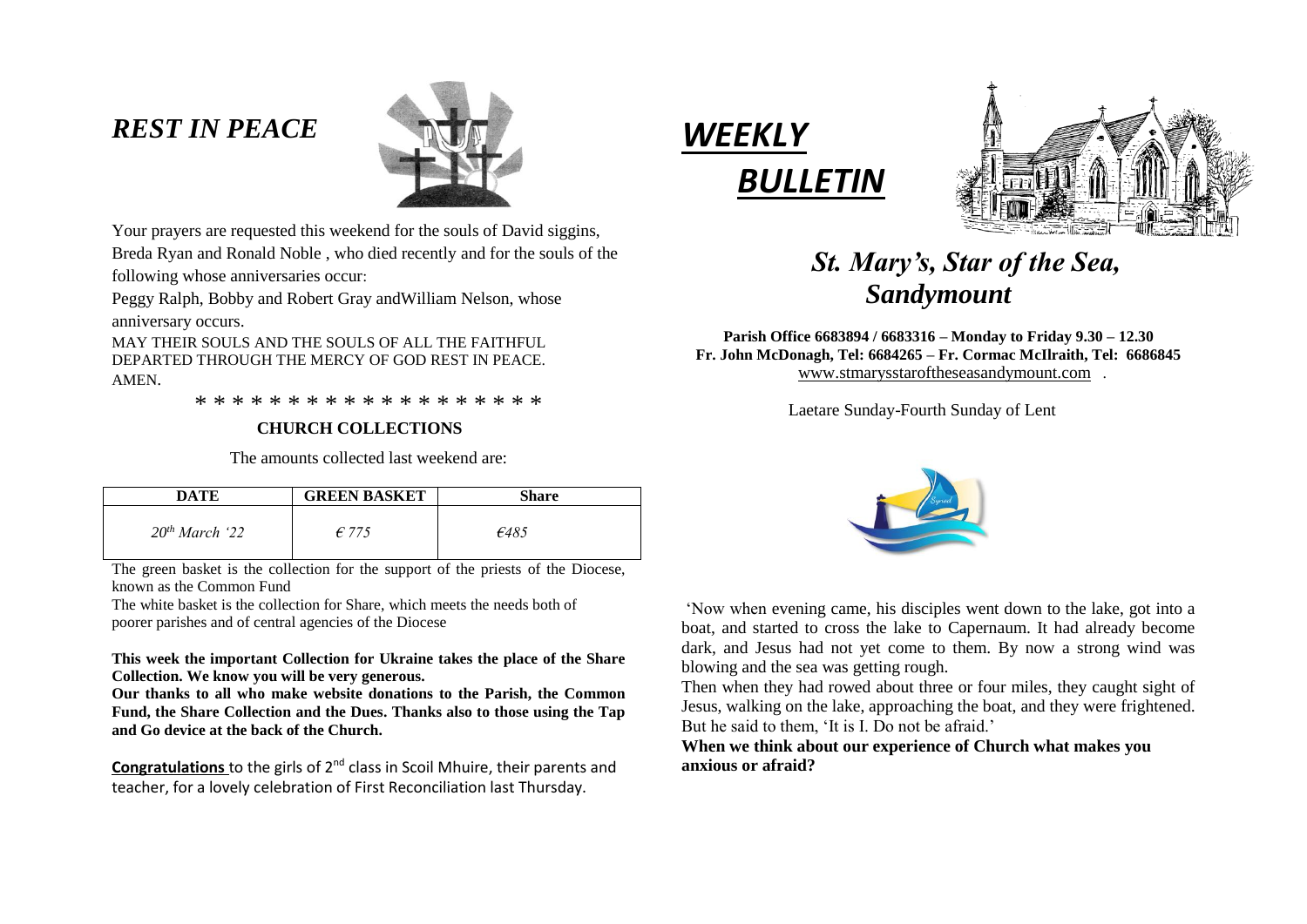# *REST IN PEACE*

Your prayers are requested this weekend for the souls of David siggins, Breda Ryan and Ronald Noble , who died recently and for the souls of the following whose anniversaries occur:

Peggy Ralph, Bobby and Robert Gray andWilliam Nelson, whose anniversary occurs.

MAY THEIR SOULS AND THE SOULS OF ALL THE FAITHFUL DEPARTED THROUGH THE MERCY OF GOD REST IN PEACE. AMEN.

* * * * * * * * * * * * * * * * * * *

## CHURCH COLLECTIONS

The amounts collected last weekend are:

| DATE | GREEN BASKET | Share |
|---|---|---|
| *20th March '22* | *€ 775* | *€485* |

The green basket is the collection for the support of the priests of the Diocese, known as the Common Fund

The white basket is the collection for Share, which meets the needs both of poorer parishes and of central agencies of the Diocese

**This week the important Collection for Ukraine takes the place of the Share Collection. We know you will be very generous.**

**Our thanks to all who make website donations to the Parish, the Common Fund, the Share Collection and the Dues. Thanks also to those using the Tap and Go device at the back of the Church.**

**Congratulations** to the girls of 2nd class in Scoil Mhuire, their parents and teacher, for a lovely celebration of First Reconciliation last Thursday.

# *WEEKLY BULLETIN*

## *St. Mary's, Star of the Sea, Sandymount*

**Parish Office 6683894 / 6683316 – Monday to Friday 9.30 – 12.30**
**Fr. John McDonagh, Tel: 6684265 – Fr. Cormac McIlraith, Tel: 6686845**
www.stmarysstaroftheseasandymount.com .

Laetare Sunday-Fourth Sunday of Lent

'Now when evening came, his disciples went down to the lake, got into a boat, and started to cross the lake to Capernaum. It had already become dark, and Jesus had not yet come to them. By now a strong wind was blowing and the sea was getting rough.

Then when they had rowed about three or four miles, they caught sight of Jesus, walking on the lake, approaching the boat, and they were frightened. But he said to them, 'It is I. Do not be afraid.'

**When we think about our experience of Church what makes you anxious or afraid?**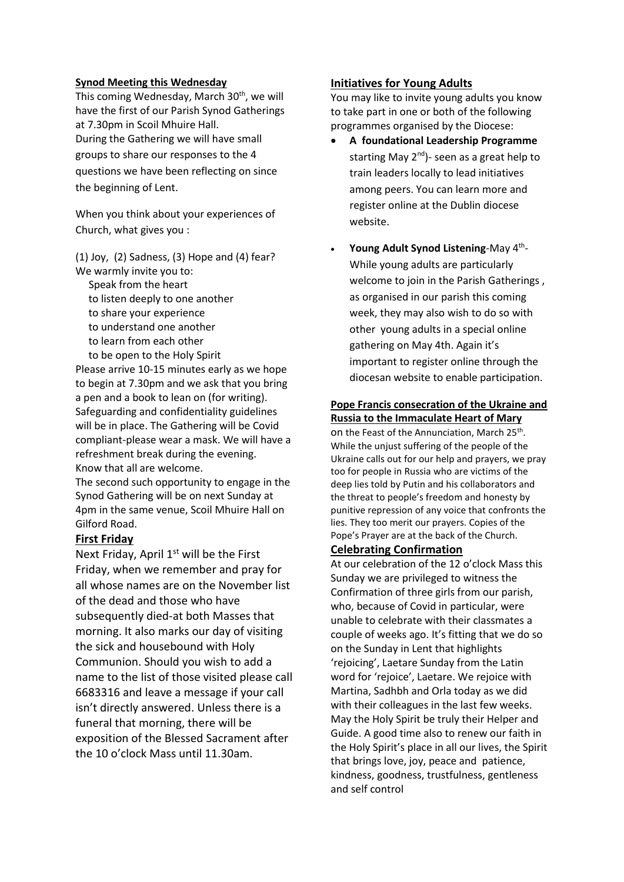## Synod Meeting this Wednesday

This coming Wednesday, March 30th, we will have the first of our Parish Synod Gatherings at 7.30pm in Scoil Mhuire Hall.

During the Gathering we will have small groups to share our responses to the 4 questions we have been reflecting on since the beginning of Lent.

When you think about your experiences of Church, what gives you :

(1) Joy, (2) Sadness, (3) Hope and (4) fear?

We warmly invite you to:

Speak from the heart
to listen deeply to one another
to share your experience
to understand one another
to learn from each other
to be open to the Holy Spirit

Please arrive 10-15 minutes early as we hope to begin at 7.30pm and we ask that you bring a pen and a book to lean on (for writing). Safeguarding and confidentiality guidelines will be in place. The Gathering will be Covid compliant-please wear a mask. We will have a refreshment break during the evening. Know that all are welcome.

The second such opportunity to engage in the Synod Gathering will be on next Sunday at 4pm in the same venue, Scoil Mhuire Hall on Gilford Road.

## First Friday

Next Friday, April 1st will be the First Friday, when we remember and pray for all whose names are on the November list of the dead and those who have subsequently died-at both Masses that morning. It also marks our day of visiting the sick and housebound with Holy Communion. Should you wish to add a name to the list of those visited please call 6683316 and leave a message if your call isn't directly answered. Unless there is a funeral that morning, there will be exposition of the Blessed Sacrament after the 10 o'clock Mass until 11.30am.

## Initiatives for Young Adults

You may like to invite young adults you know to take part in one or both of the following programmes organised by the Diocese:

- **A foundational Leadership Programme** starting May 2nd)- seen as a great help to train leaders locally to lead initiatives among peers. You can learn more and register online at the Dublin diocese website.
- **Young Adult Synod Listening**-May 4th- While young adults are particularly welcome to join in the Parish Gatherings , as organised in our parish this coming week, they may also wish to do so with other young adults in a special online gathering on May 4th. Again it's important to register online through the diocesan website to enable participation.

## Pope Francis consecration of the Ukraine and Russia to the Immaculate Heart of Mary

on the Feast of the Annunciation, March 25th. While the unjust suffering of the people of the Ukraine calls out for our help and prayers, we pray too for people in Russia who are victims of the deep lies told by Putin and his collaborators and the threat to people's freedom and honesty by punitive repression of any voice that confronts the lies. They too merit our prayers. Copies of the Pope's Prayer are at the back of the Church.

## Celebrating Confirmation

At our celebration of the 12 o'clock Mass this Sunday we are privileged to witness the Confirmation of three girls from our parish, who, because of Covid in particular, were unable to celebrate with their classmates a couple of weeks ago. It's fitting that we do so on the Sunday in Lent that highlights 'rejoicing', Laetare Sunday from the Latin word for 'rejoice', Laetare. We rejoice with Martina, Sadhbh and Orla today as we did with their colleagues in the last few weeks. May the Holy Spirit be truly their Helper and Guide. A good time also to renew our faith in the Holy Spirit's place in all our lives, the Spirit that brings love, joy, peace and patience, kindness, goodness, trustfulness, gentleness and self control